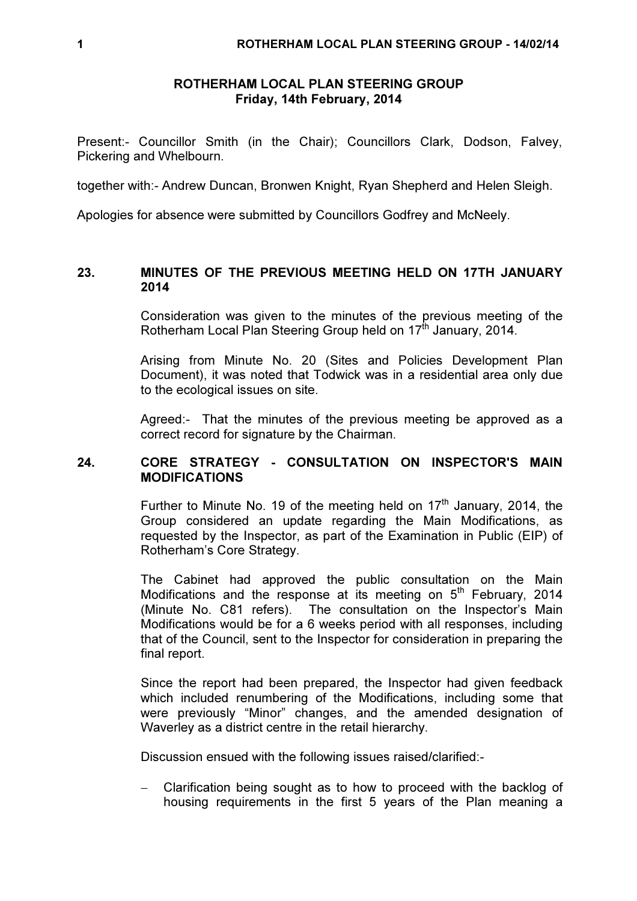# ROTHERHAM LOCAL PLAN STEERING GROUP
**Friday, 14th February, 2014**

Present:- Councillor Smith (in the Chair); Councillors Clark, Dodson, Falvey, Pickering and Whelbourn.

together with:- Andrew Duncan, Bronwen Knight, Ryan Shepherd and Helen Sleigh.

Apologies for absence were submitted by Councillors Godfrey and McNeely.

## 23. MINUTES OF THE PREVIOUS MEETING HELD ON 17TH JANUARY 2014

Consideration was given to the minutes of the previous meeting of the Rotherham Local Plan Steering Group held on 17th January, 2014.

Arising from Minute No. 20 (Sites and Policies Development Plan Document), it was noted that Todwick was in a residential area only due to the ecological issues on site.

Agreed:- That the minutes of the previous meeting be approved as a correct record for signature by the Chairman.

## 24. CORE STRATEGY - CONSULTATION ON INSPECTOR'S MAIN MODIFICATIONS

Further to Minute No. 19 of the meeting held on 17th January, 2014, the Group considered an update regarding the Main Modifications, as requested by the Inspector, as part of the Examination in Public (EIP) of Rotherham's Core Strategy.

The Cabinet had approved the public consultation on the Main Modifications and the response at its meeting on 5th February, 2014 (Minute No. C81 refers). The consultation on the Inspector's Main Modifications would be for a 6 weeks period with all responses, including that of the Council, sent to the Inspector for consideration in preparing the final report.

Since the report had been prepared, the Inspector had given feedback which included renumbering of the Modifications, including some that were previously "Minor" changes, and the amended designation of Waverley as a district centre in the retail hierarchy.

Discussion ensued with the following issues raised/clarified:-

- Clarification being sought as to how to proceed with the backlog of housing requirements in the first 5 years of the Plan meaning a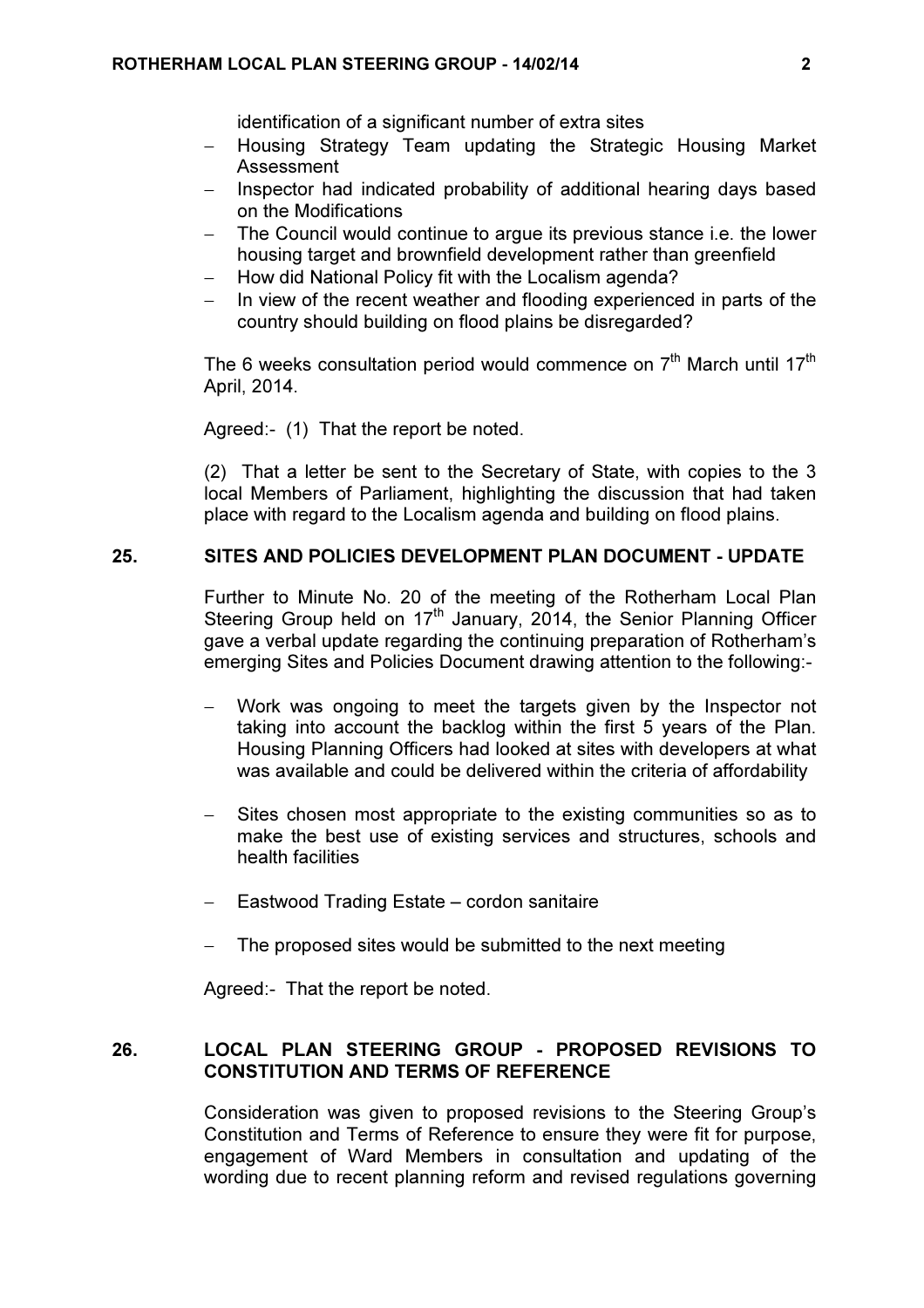identification of a significant number of extra sites

- Housing Strategy Team updating the Strategic Housing Market Assessment
- Inspector had indicated probability of additional hearing days based on the Modifications
- The Council would continue to argue its previous stance i.e. the lower housing target and brownfield development rather than greenfield
- How did National Policy fit with the Localism agenda?
- In view of the recent weather and flooding experienced in parts of the country should building on flood plains be disregarded?

The 6 weeks consultation period would commence on 7th March until 17th April, 2014.

Agreed:- (1) That the report be noted.

(2) That a letter be sent to the Secretary of State, with copies to the 3 local Members of Parliament, highlighting the discussion that had taken place with regard to the Localism agenda and building on flood plains.

## 25. SITES AND POLICIES DEVELOPMENT PLAN DOCUMENT - UPDATE

Further to Minute No. 20 of the meeting of the Rotherham Local Plan Steering Group held on 17th January, 2014, the Senior Planning Officer gave a verbal update regarding the continuing preparation of Rotherham's emerging Sites and Policies Document drawing attention to the following:-

- Work was ongoing to meet the targets given by the Inspector not taking into account the backlog within the first 5 years of the Plan. Housing Planning Officers had looked at sites with developers at what was available and could be delivered within the criteria of affordability

- Sites chosen most appropriate to the existing communities so as to make the best use of existing services and structures, schools and health facilities

- Eastwood Trading Estate – cordon sanitaire

- The proposed sites would be submitted to the next meeting

Agreed:- That the report be noted.

## 26. LOCAL PLAN STEERING GROUP - PROPOSED REVISIONS TO CONSTITUTION AND TERMS OF REFERENCE

Consideration was given to proposed revisions to the Steering Group's Constitution and Terms of Reference to ensure they were fit for purpose, engagement of Ward Members in consultation and updating of the wording due to recent planning reform and revised regulations governing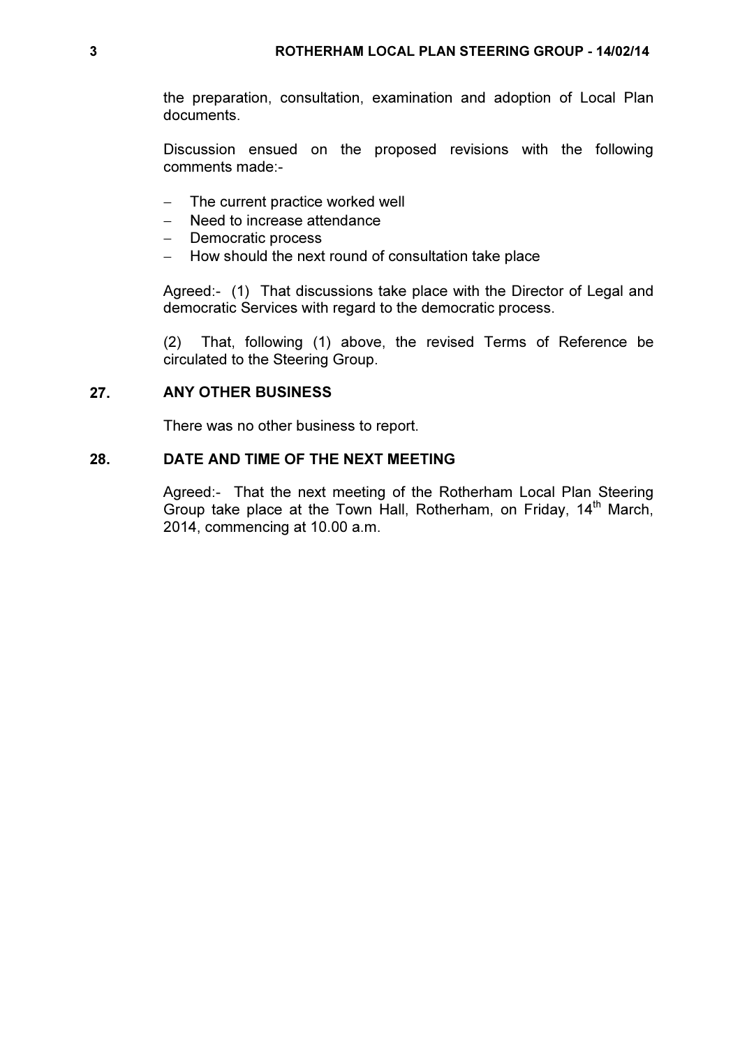the preparation, consultation, examination and adoption of Local Plan documents.

Discussion ensued on the proposed revisions with the following comments made:-

- The current practice worked well
- Need to increase attendance
- Democratic process
- How should the next round of consultation take place

Agreed:- (1) That discussions take place with the Director of Legal and democratic Services with regard to the democratic process.

(2) That, following (1) above, the revised Terms of Reference be circulated to the Steering Group.

## 27. ANY OTHER BUSINESS

There was no other business to report.

## 28. DATE AND TIME OF THE NEXT MEETING

Agreed:- That the next meeting of the Rotherham Local Plan Steering Group take place at the Town Hall, Rotherham, on Friday, 14th March, 2014, commencing at 10.00 a.m.